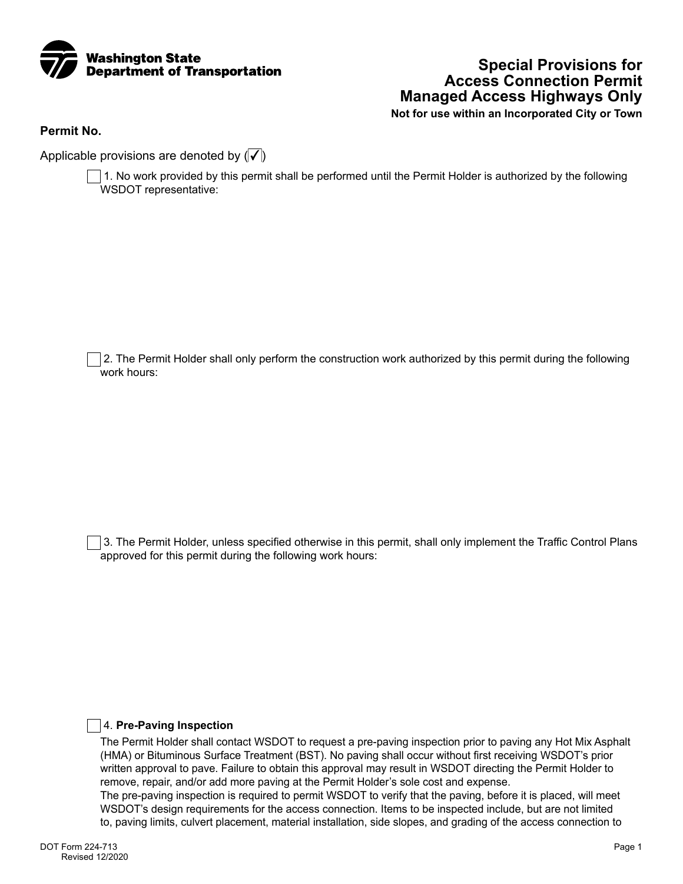Washington State Department of Transportation

# Special Provisions for Access Connection Permit Managed Access Highways Only

**Not for use within an Incorporated City or Town**

**Permit No.**

Applicable provisions are denoted by (☑)

☐ 1. No work provided by this permit shall be performed until the Permit Holder is authorized by the following WSDOT representative:

☐ 2. The Permit Holder shall only perform the construction work authorized by this permit during the following work hours:

☐ 3. The Permit Holder, unless specified otherwise in this permit, shall only implement the Traffic Control Plans approved for this permit during the following work hours:

☐ 4. **Pre-Paving Inspection**

The Permit Holder shall contact WSDOT to request a pre-paving inspection prior to paving any Hot Mix Asphalt (HMA) or Bituminous Surface Treatment (BST). No paving shall occur without first receiving WSDOT's prior written approval to pave. Failure to obtain this approval may result in WSDOT directing the Permit Holder to remove, repair, and/or add more paving at the Permit Holder's sole cost and expense.

The pre-paving inspection is required to permit WSDOT to verify that the paving, before it is placed, will meet WSDOT's design requirements for the access connection. Items to be inspected include, but are not limited to, paving limits, culvert placement, material installation, side slopes, and grading of the access connection to

DOT Form 224-713
Revised 12/2020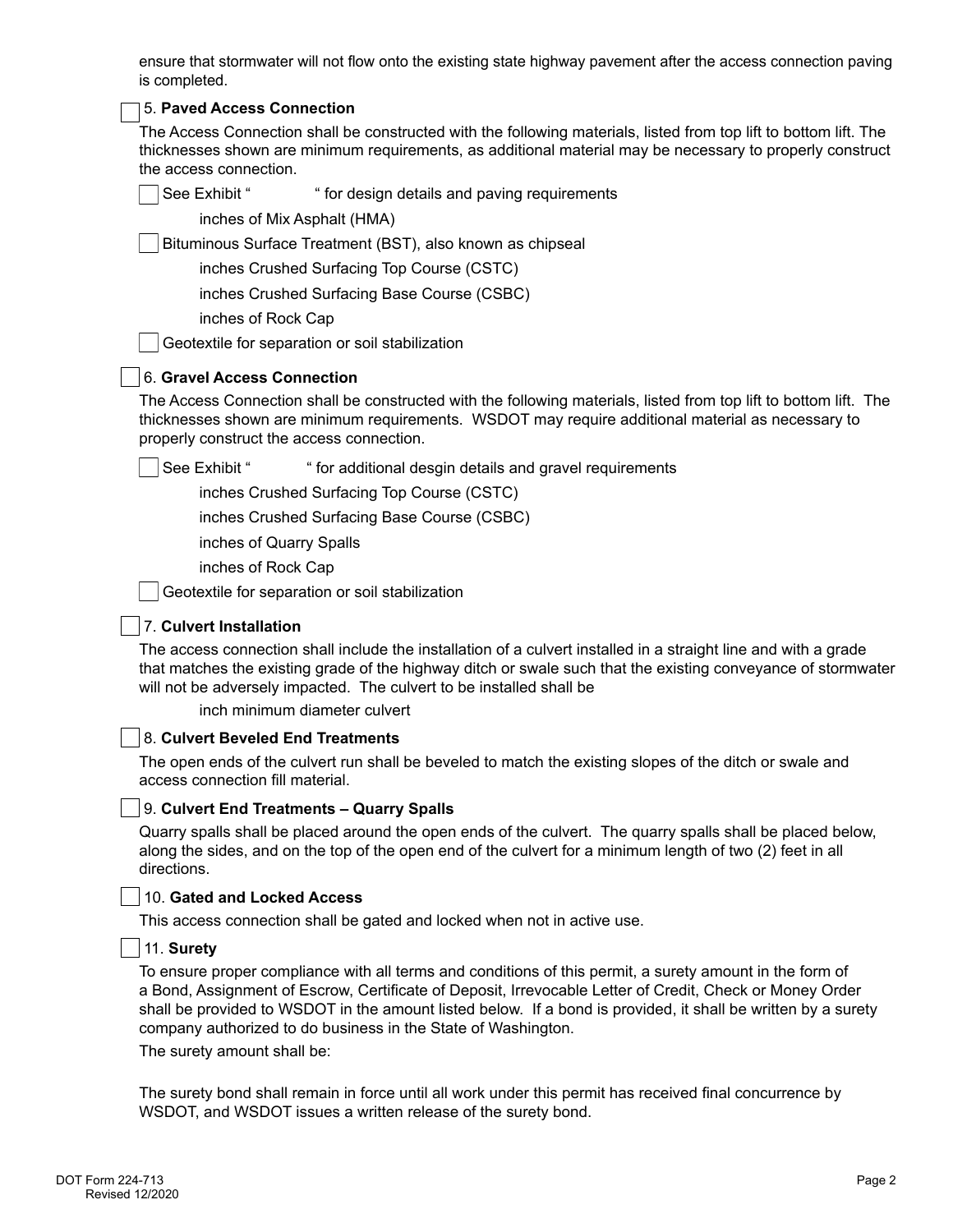ensure that stormwater will not flow onto the existing state highway pavement after the access connection paving is completed.

☐ 5. **Paved Access Connection**

The Access Connection shall be constructed with the following materials, listed from top lift to bottom lift. The thicknesses shown are minimum requirements, as additional material may be necessary to properly construct the access connection.

☐ See Exhibit " " for design details and paving requirements

inches of Mix Asphalt (HMA)

☐ Bituminous Surface Treatment (BST), also known as chipseal

inches Crushed Surfacing Top Course (CSTC)

inches Crushed Surfacing Base Course (CSBC)

inches of Rock Cap

☐ Geotextile for separation or soil stabilization

☐ 6. **Gravel Access Connection**

The Access Connection shall be constructed with the following materials, listed from top lift to bottom lift. The thicknesses shown are minimum requirements. WSDOT may require additional material as necessary to properly construct the access connection.

☐ See Exhibit " " for additional desgin details and gravel requirements

inches Crushed Surfacing Top Course (CSTC)

inches Crushed Surfacing Base Course (CSBC)

inches of Quarry Spalls

inches of Rock Cap

☐ Geotextile for separation or soil stabilization

☐ 7. **Culvert Installation**

The access connection shall include the installation of a culvert installed in a straight line and with a grade that matches the existing grade of the highway ditch or swale such that the existing conveyance of stormwater will not be adversely impacted. The culvert to be installed shall be

inch minimum diameter culvert

☐ 8. **Culvert Beveled End Treatments**

The open ends of the culvert run shall be beveled to match the existing slopes of the ditch or swale and access connection fill material.

☐ 9. **Culvert End Treatments – Quarry Spalls**

Quarry spalls shall be placed around the open ends of the culvert. The quarry spalls shall be placed below, along the sides, and on the top of the open end of the culvert for a minimum length of two (2) feet in all directions.

☐ 10. **Gated and Locked Access**

This access connection shall be gated and locked when not in active use.

☐ 11. **Surety**

To ensure proper compliance with all terms and conditions of this permit, a surety amount in the form of a Bond, Assignment of Escrow, Certificate of Deposit, Irrevocable Letter of Credit, Check or Money Order shall be provided to WSDOT in the amount listed below. If a bond is provided, it shall be written by a surety company authorized to do business in the State of Washington.

The surety amount shall be:

The surety bond shall remain in force until all work under this permit has received final concurrence by WSDOT, and WSDOT issues a written release of the surety bond.

DOT Form 224-713
Revised 12/2020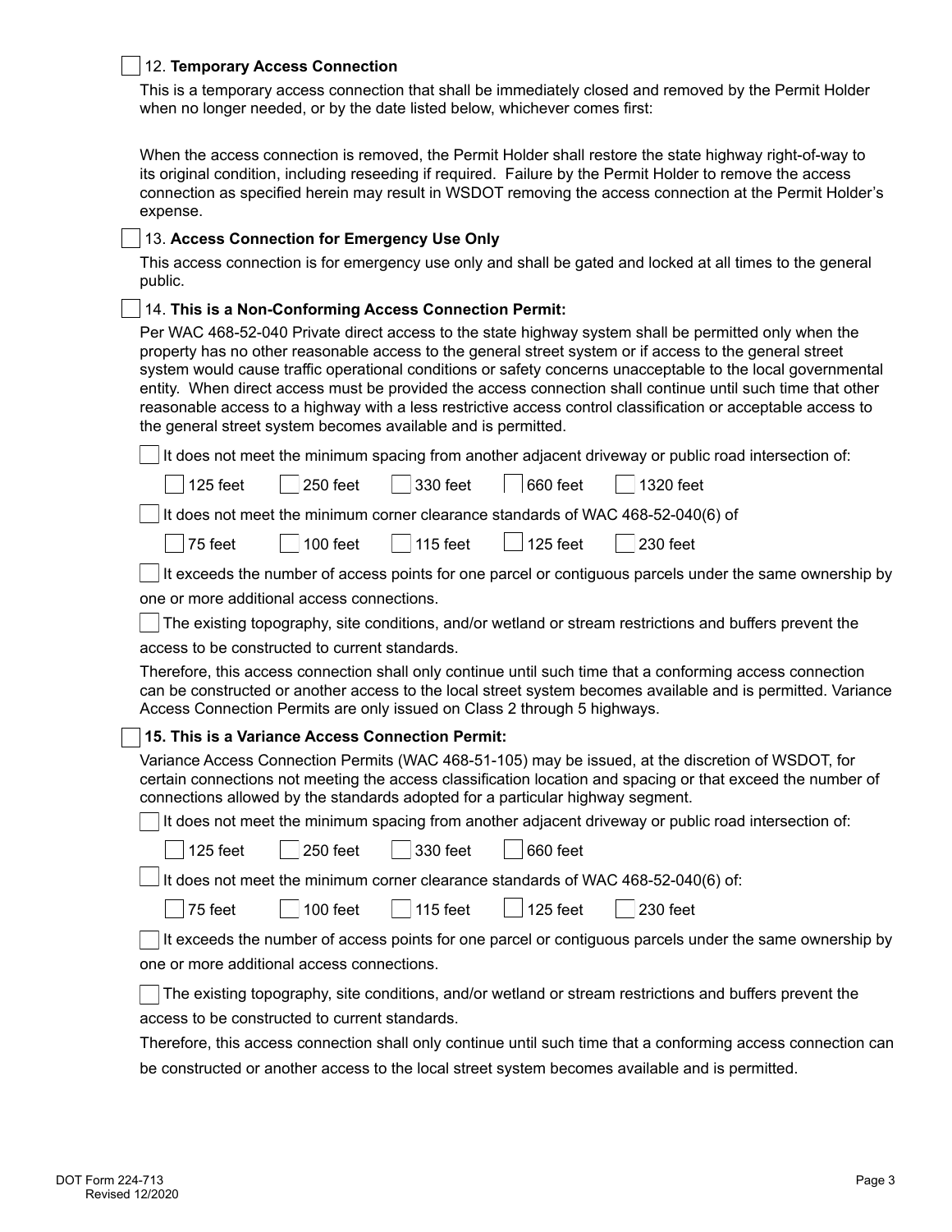- [ ] 12. **Temporary Access Connection**

This is a temporary access connection that shall be immediately closed and removed by the Permit Holder when no longer needed, or by the date listed below, whichever comes first:

When the access connection is removed, the Permit Holder shall restore the state highway right-of-way to its original condition, including reseeding if required. Failure by the Permit Holder to remove the access connection as specified herein may result in WSDOT removing the access connection at the Permit Holder's expense.

- [ ] 13. **Access Connection for Emergency Use Only**

This access connection is for emergency use only and shall be gated and locked at all times to the general public.

- [ ] 14. **This is a Non-Conforming Access Connection Permit:**

Per WAC 468-52-040 Private direct access to the state highway system shall be permitted only when the property has no other reasonable access to the general street system or if access to the general street system would cause traffic operational conditions or safety concerns unacceptable to the local governmental entity. When direct access must be provided the access connection shall continue until such time that other reasonable access to a highway with a less restrictive access control classification or acceptable access to the general street system becomes available and is permitted.

- [ ] It does not meet the minimum spacing from another adjacent driveway or public road intersection of:
  - [ ] 125 feet
  - [ ] 250 feet
  - [ ] 330 feet
  - [ ] 660 feet
  - [ ] 1320 feet
- [ ] It does not meet the minimum corner clearance standards of WAC 468-52-040(6) of
  - [ ] 75 feet
  - [ ] 100 feet
  - [ ] 115 feet
  - [ ] 125 feet
  - [ ] 230 feet
- [ ] It exceeds the number of access points for one parcel or contiguous parcels under the same ownership by one or more additional access connections.
- [ ] The existing topography, site conditions, and/or wetland or stream restrictions and buffers prevent the access to be constructed to current standards.

Therefore, this access connection shall only continue until such time that a conforming access connection can be constructed or another access to the local street system becomes available and is permitted. Variance Access Connection Permits are only issued on Class 2 through 5 highways.

- [ ] **15. This is a Variance Access Connection Permit:**

Variance Access Connection Permits (WAC 468-51-105) may be issued, at the discretion of WSDOT, for certain connections not meeting the access classification location and spacing or that exceed the number of connections allowed by the standards adopted for a particular highway segment.

- [ ] It does not meet the minimum spacing from another adjacent driveway or public road intersection of:
  - [ ] 125 feet
  - [ ] 250 feet
  - [ ] 330 feet
  - [ ] 660 feet
- [ ] It does not meet the minimum corner clearance standards of WAC 468-52-040(6) of:
  - [ ] 75 feet
  - [ ] 100 feet
  - [ ] 115 feet
  - [ ] 125 feet
  - [ ] 230 feet
- [ ] It exceeds the number of access points for one parcel or contiguous parcels under the same ownership by one or more additional access connections.
- [ ] The existing topography, site conditions, and/or wetland or stream restrictions and buffers prevent the access to be constructed to current standards.

Therefore, this access connection shall only continue until such time that a conforming access connection can be constructed or another access to the local street system becomes available and is permitted.

DOT Form 224-713
Revised 12/2020